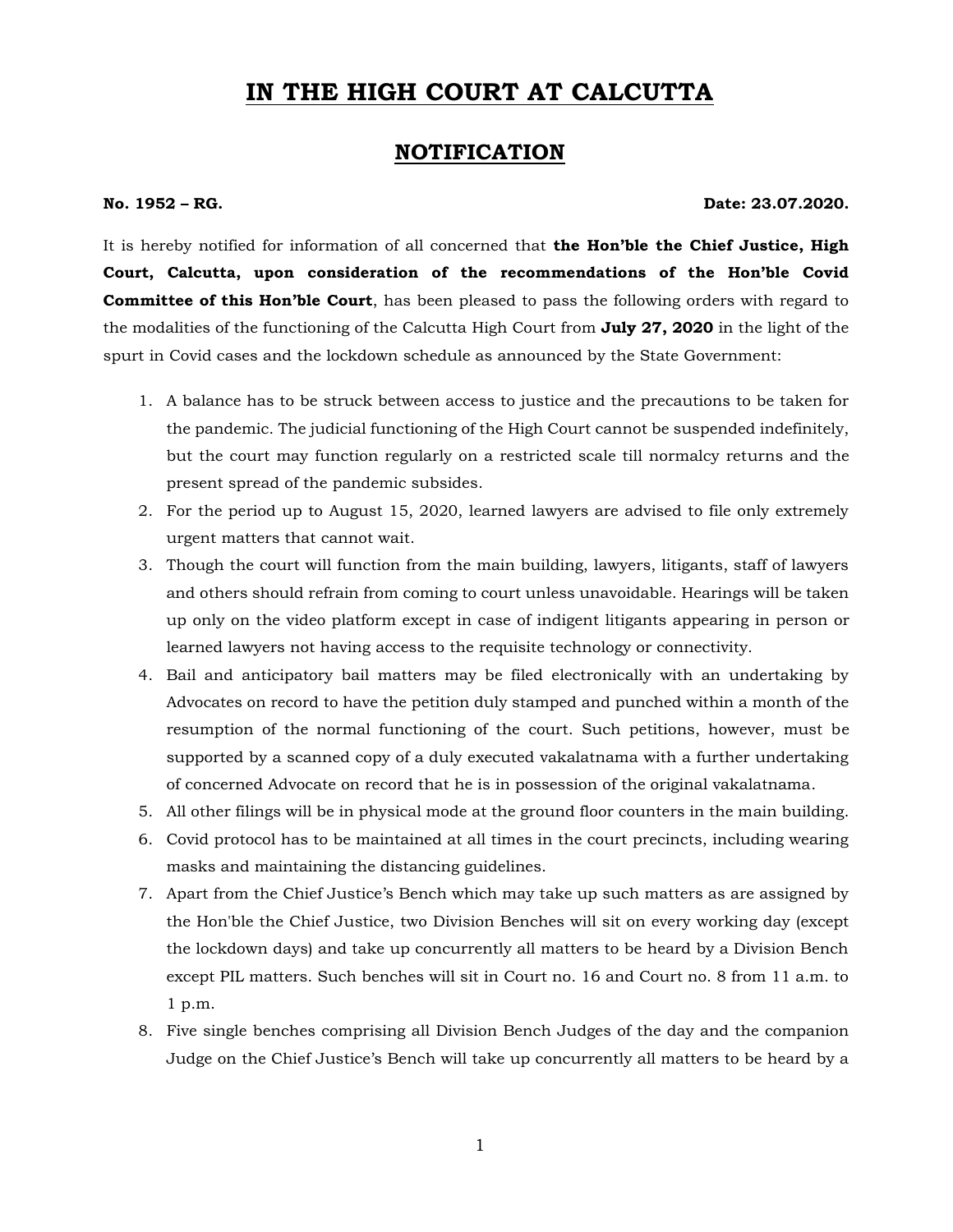# IN THE HIGH COURT AT CALCUTTA

## NOTIFICATION

**No. 1952 – RG.** **Date: 23.07.2020.**

It is hereby notified for information of all concerned that **the Hon'ble the Chief Justice, High Court, Calcutta, upon consideration of the recommendations of the Hon'ble Covid Committee of this Hon'ble Court**, has been pleased to pass the following orders with regard to the modalities of the functioning of the Calcutta High Court from **July 27, 2020** in the light of the spurt in Covid cases and the lockdown schedule as announced by the State Government:

1. A balance has to be struck between access to justice and the precautions to be taken for the pandemic. The judicial functioning of the High Court cannot be suspended indefinitely, but the court may function regularly on a restricted scale till normalcy returns and the present spread of the pandemic subsides.
2. For the period up to August 15, 2020, learned lawyers are advised to file only extremely urgent matters that cannot wait.
3. Though the court will function from the main building, lawyers, litigants, staff of lawyers and others should refrain from coming to court unless unavoidable. Hearings will be taken up only on the video platform except in case of indigent litigants appearing in person or learned lawyers not having access to the requisite technology or connectivity.
4. Bail and anticipatory bail matters may be filed electronically with an undertaking by Advocates on record to have the petition duly stamped and punched within a month of the resumption of the normal functioning of the court. Such petitions, however, must be supported by a scanned copy of a duly executed vakalatnama with a further undertaking of concerned Advocate on record that he is in possession of the original vakalatnama.
5. All other filings will be in physical mode at the ground floor counters in the main building.
6. Covid protocol has to be maintained at all times in the court precincts, including wearing masks and maintaining the distancing guidelines.
7. Apart from the Chief Justice's Bench which may take up such matters as are assigned by the Hon'ble the Chief Justice, two Division Benches will sit on every working day (except the lockdown days) and take up concurrently all matters to be heard by a Division Bench except PIL matters. Such benches will sit in Court no. 16 and Court no. 8 from 11 a.m. to 1 p.m.
8. Five single benches comprising all Division Bench Judges of the day and the companion Judge on the Chief Justice's Bench will take up concurrently all matters to be heard by a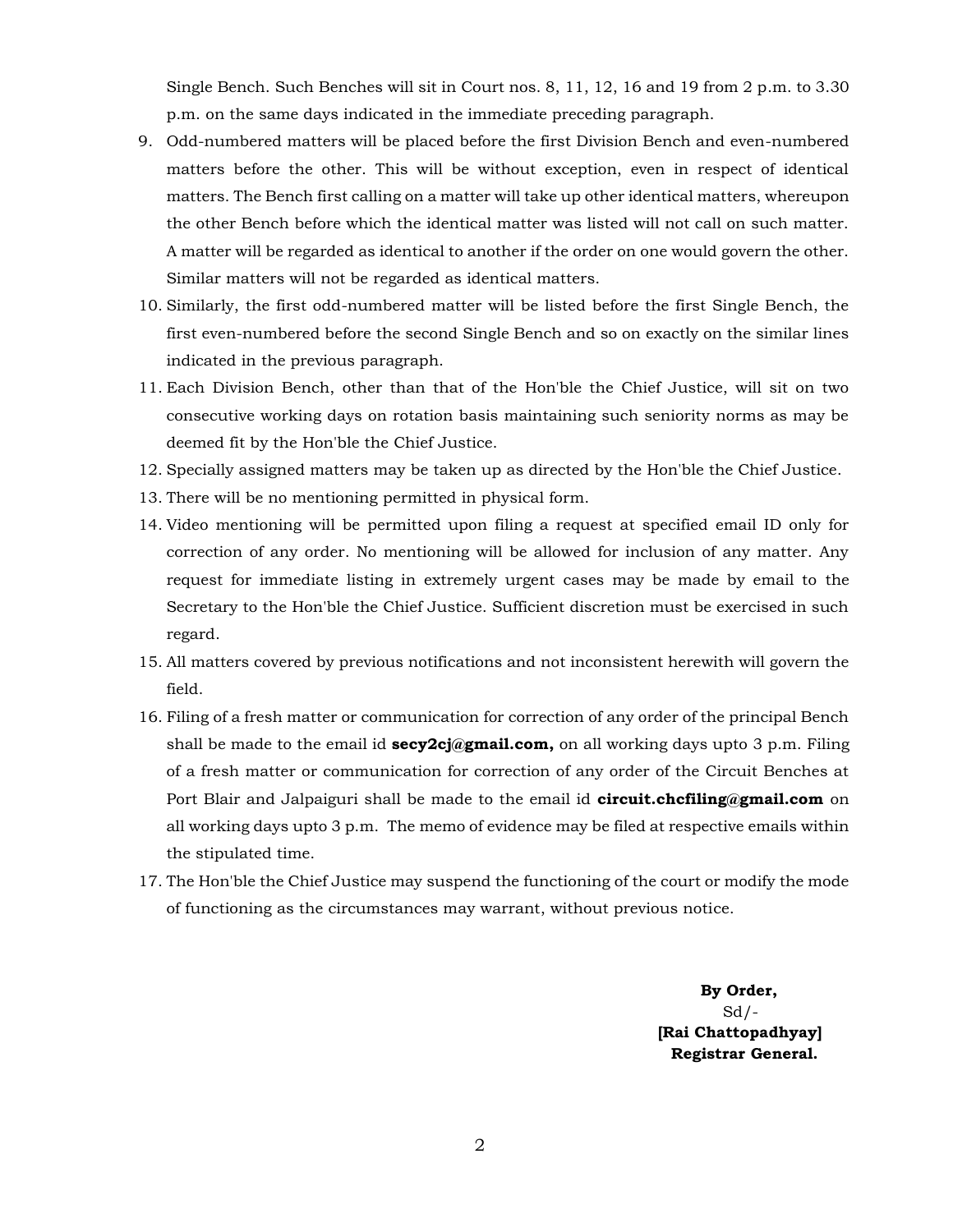Single Bench. Such Benches will sit in Court nos. 8, 11, 12, 16 and 19 from 2 p.m. to 3.30 p.m. on the same days indicated in the immediate preceding paragraph.

9. Odd-numbered matters will be placed before the first Division Bench and even-numbered matters before the other. This will be without exception, even in respect of identical matters. The Bench first calling on a matter will take up other identical matters, whereupon the other Bench before which the identical matter was listed will not call on such matter. A matter will be regarded as identical to another if the order on one would govern the other. Similar matters will not be regarded as identical matters.
10. Similarly, the first odd-numbered matter will be listed before the first Single Bench, the first even-numbered before the second Single Bench and so on exactly on the similar lines indicated in the previous paragraph.
11. Each Division Bench, other than that of the Hon'ble the Chief Justice, will sit on two consecutive working days on rotation basis maintaining such seniority norms as may be deemed fit by the Hon'ble the Chief Justice.
12. Specially assigned matters may be taken up as directed by the Hon'ble the Chief Justice.
13. There will be no mentioning permitted in physical form.
14. Video mentioning will be permitted upon filing a request at specified email ID only for correction of any order. No mentioning will be allowed for inclusion of any matter. Any request for immediate listing in extremely urgent cases may be made by email to the Secretary to the Hon'ble the Chief Justice. Sufficient discretion must be exercised in such regard.
15. All matters covered by previous notifications and not inconsistent herewith will govern the field.
16. Filing of a fresh matter or communication for correction of any order of the principal Bench shall be made to the email id **secy2cj@gmail.com,** on all working days upto 3 p.m. Filing of a fresh matter or communication for correction of any order of the Circuit Benches at Port Blair and Jalpaiguri shall be made to the email id **circuit.chcfiling@gmail.com** on all working days upto 3 p.m. The memo of evidence may be filed at respective emails within the stipulated time.
17. The Hon'ble the Chief Justice may suspend the functioning of the court or modify the mode of functioning as the circumstances may warrant, without previous notice.

**By Order,**
Sd/-
**[Rai Chattopadhyay]**
**Registrar General.**